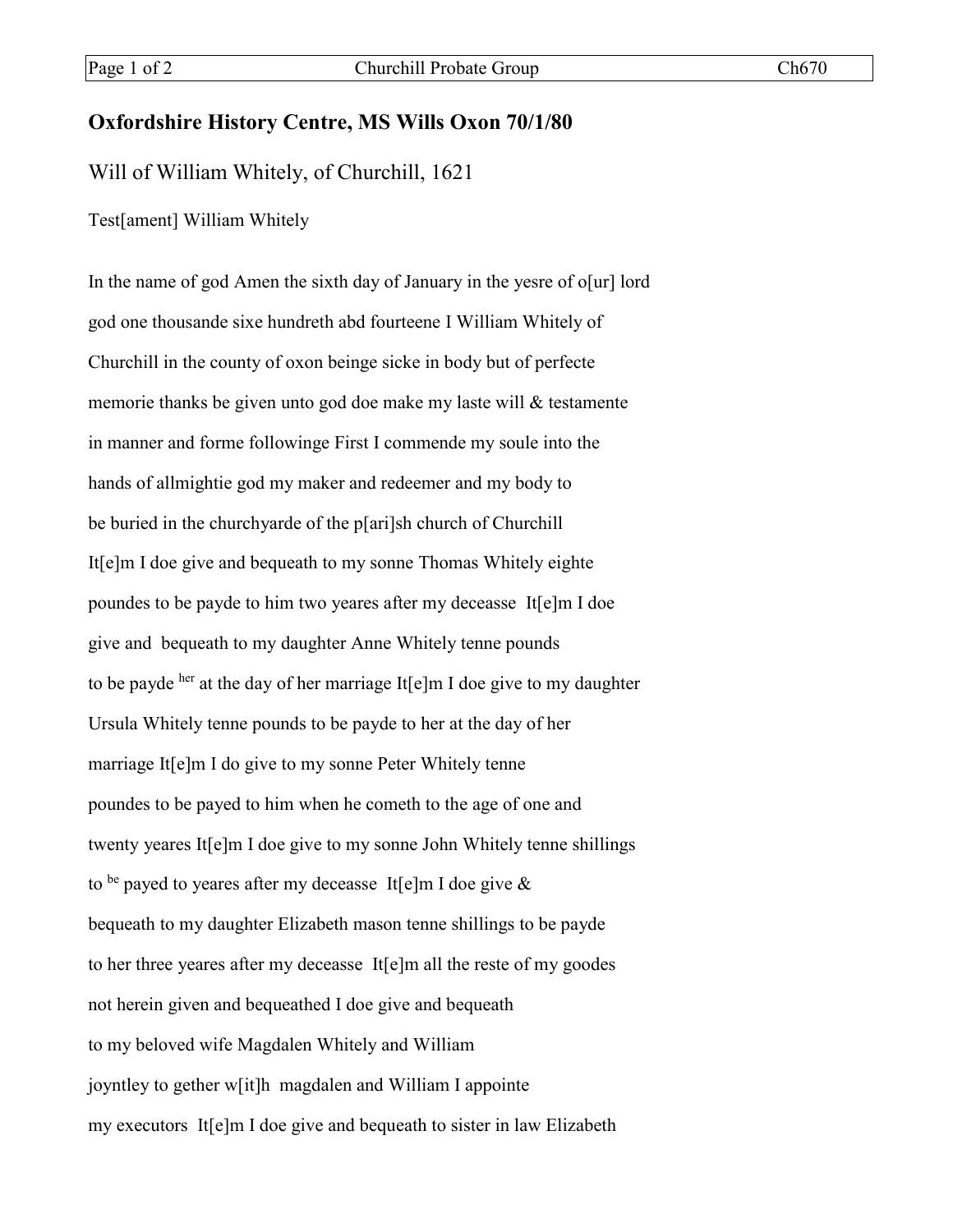## Oxfordshire History Centre, MS Wills Oxon 70/1/80

Will of William Whitely, of Churchill, 1621

Test[ament] William Whitely

In the name of god Amen the sixth day of January in the yesre of o[ur] lord god one thousande sixe hundreth abd fourteene I William Whitely of Churchill in the county of oxon beinge sicke in body but of perfecte memorie thanks be given unto god doe make my laste will & testamente in manner and forme followinge First I commende my soule into the hands of allmightie god my maker and redeemer and my body to be buried in the churchyarde of the p[ari]sh church of Churchill It[e]m I doe give and bequeath to my sonne Thomas Whitely eighte poundes to be payde to him two yeares after my deceasse It[e]m I doe give and bequeath to my daughter Anne Whitely tenne pounds to be payde [her] at the day of her marriage It[e]m I doe give to my daughter Ursula Whitely tenne pounds to be payde to her at the day of her marriage It[e]m I do give to my sonne Peter Whitely tenne poundes to be payed to him when he cometh to the age of one and twenty yeares It[e]m I doe give to my sonne John Whitely tenne shillings to [be] payed to yeares after my deceasse It[e]m I doe give & bequeath to my daughter Elizabeth mason tenne shillings to be payde to her three yeares after my deceasse It[e]m all the reste of my goodes not herein given and bequeathed I doe give and bequeath to my beloved wife Magdalen Whitely and William joyntley to gether w[it]h magdalen and William I appointe my executors It[e]m I doe give and bequeath to sister in law Elizabeth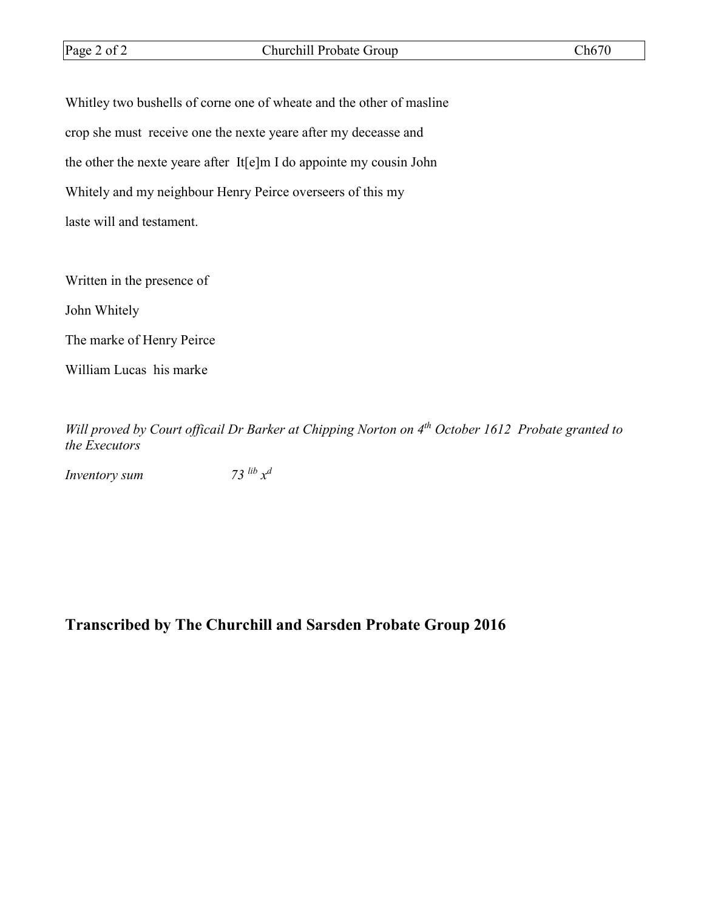Whitley two bushells of corne one of wheate and the other of masline

crop she must receive one the nexte yeare after my deceasse and

the other the nexte yeare after It[e]m I do appointe my cousin John

Whitely and my neighbour Henry Peirce overseers of this my

laste will and testament.

Written in the presence of

John Whitely

The marke of Henry Peirce

William Lucas his marke

*Will proved by Court officail Dr Barker at Chipping Norton on 4th October 1612 Probate granted to the Executors*

*Inventory sum* *73 lib xd*

**Transcribed by The Churchill and Sarsden Probate Group 2016**